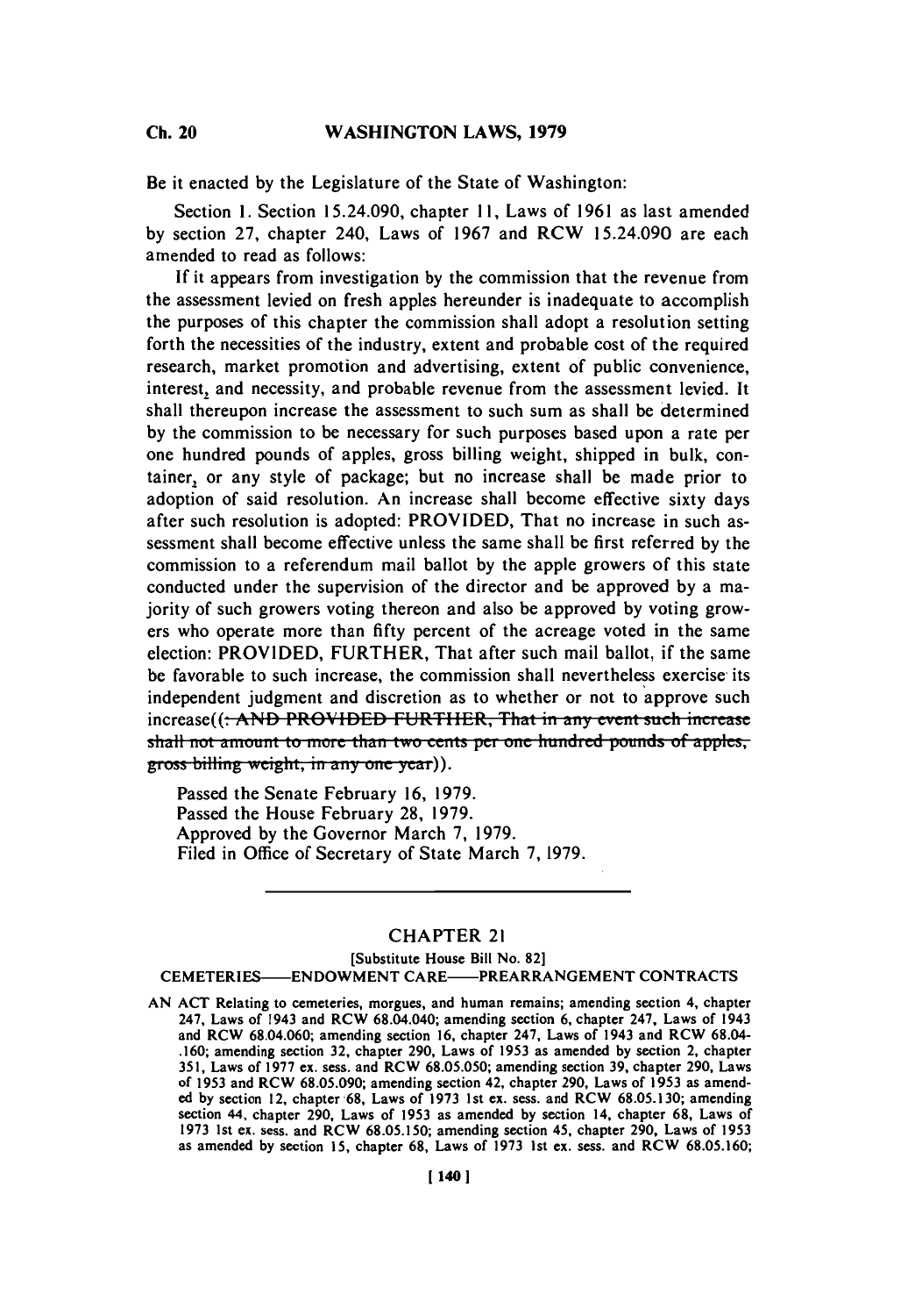Be it enacted by the Legislature of the State of Washington:

Section 1. Section 15.24.090, chapter 11, Laws of 1961 as last amended by section 27, chapter 240, Laws of 1967 and RCW 15.24.090 are each amended to read as follows:

If it appears from investigation by the commission that the revenue from the assessment levied on fresh apples hereunder is inadequate to accomplish the purposes of this chapter the commission shall adopt a resolution setting forth the necessities of the industry, extent and probable cost of the required research, market promotion and advertising, extent of public convenience, interest, and necessity, and probable revenue from the assessment levied. It shall thereupon increase the assessment to such sum as shall be determined by the commission to be necessary for such purposes based upon a rate per one hundred pounds of apples, gross billing weight, shipped in bulk, container, or any style of package; but no increase shall be made prior to adoption of said resolution. An increase shall become effective sixty days after such resolution is adopted: PROVIDED, That no increase in such assessment shall become effective unless the same shall be first referred by the commission to a referendum mail ballot by the apple growers of this state conducted under the supervision of the director and be approved by a majority of such growers voting thereon and also be approved by voting growers who operate more than fifty percent of the acreage voted in the same election: PROVIDED, FURTHER, That after such mail ballot, if the same be favorable to such increase, the commission shall nevertheless exercise its independent judgment and discretion as to whether or not to approve such increase((~~: AND PROVIDED FURTHER, That in any event such increase shall not amount to more than two cents per one hundred pounds of apples, gross billing weight, in any one year~~)).

Passed the Senate February 16, 1979.
Passed the House February 28, 1979.
Approved by the Governor March 7, 1979.
Filed in Office of Secretary of State March 7, 1979.

---

## CHAPTER 21

[Substitute House Bill No. 82]

CEMETERIES——ENDOWMENT CARE——PREARRANGEMENT CONTRACTS

AN ACT Relating to cemeteries, morgues, and human remains; amending section 4, chapter 247, Laws of 1943 and RCW 68.04.040; amending section 6, chapter 247, Laws of 1943 and RCW 68.04.060; amending section 16, chapter 247, Laws of 1943 and RCW 68.04-.160; amending section 32, chapter 290, Laws of 1953 as amended by section 2, chapter 351, Laws of 1977 ex. sess. and RCW 68.05.050; amending section 39, chapter 290, Laws of 1953 and RCW 68.05.090; amending section 42, chapter 290, Laws of 1953 as amended by section 12, chapter 68, Laws of 1973 1st ex. sess. and RCW 68.05.130; amending section 44, chapter 290, Laws of 1953 as amended by section 14, chapter 68, Laws of 1973 1st ex. sess. and RCW 68.05.150; amending section 45, chapter 290, Laws of 1953 as amended by section 15, chapter 68, Laws of 1973 1st ex. sess. and RCW 68.05.160;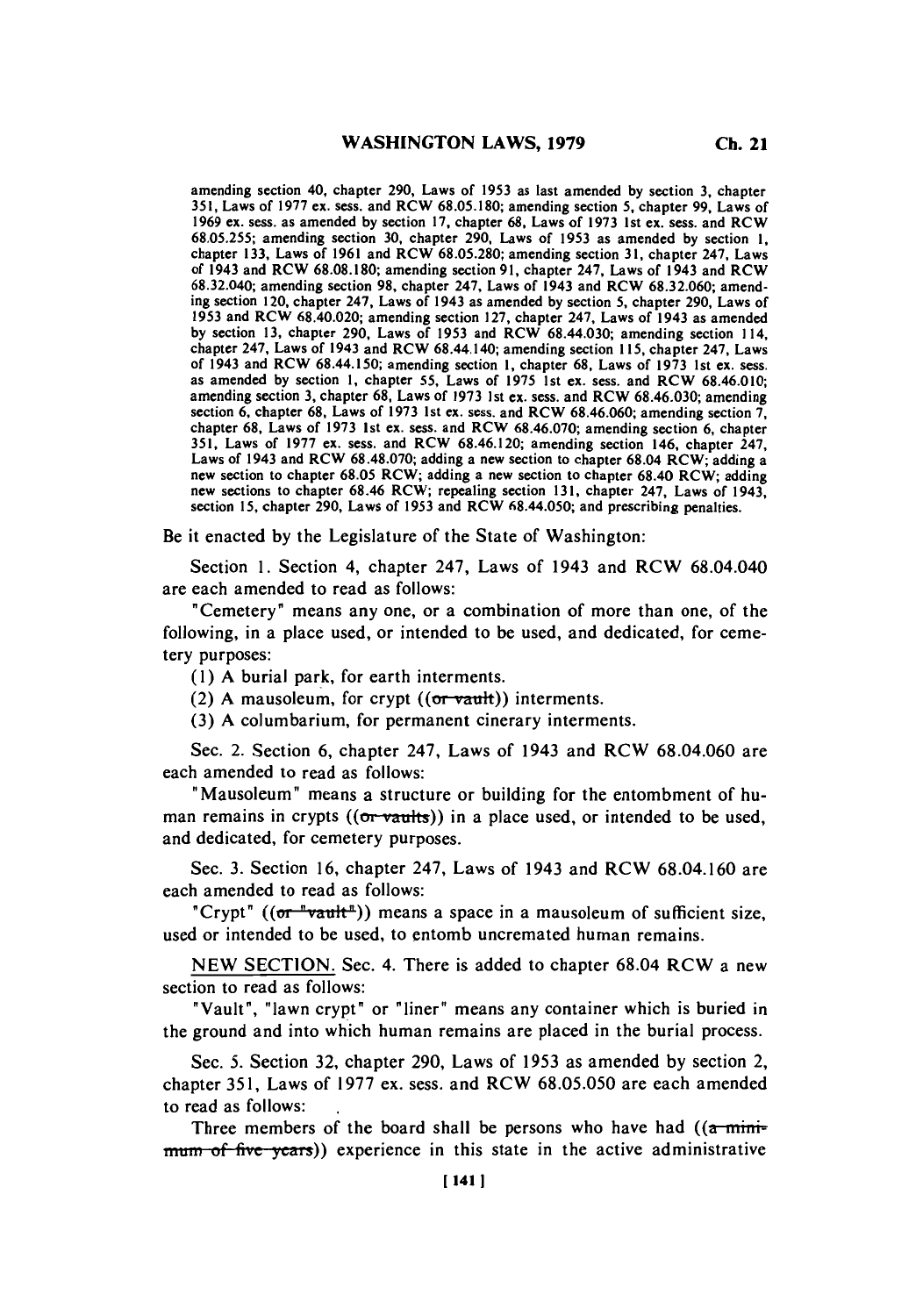amending section 40, chapter 290, Laws of 1953 as last amended by section 3, chapter 351, Laws of 1977 ex. sess. and RCW 68.05.180; amending section 5, chapter 99, Laws of 1969 ex. sess. as amended by section 17, chapter 68, Laws of 1973 1st ex. sess. and RCW 68.05.255; amending section 30, chapter 290, Laws of 1953 as amended by section 1, chapter 133, Laws of 1961 and RCW 68.05.280; amending section 31, chapter 247, Laws of 1943 and RCW 68.08.180; amending section 91, chapter 247, Laws of 1943 and RCW 68.32.040; amending section 98, chapter 247, Laws of 1943 and RCW 68.32.060; amending section 120, chapter 247, Laws of 1943 as amended by section 5, chapter 290, Laws of 1953 and RCW 68.40.020; amending section 127, chapter 247, Laws of 1943 as amended by section 13, chapter 290, Laws of 1953 and RCW 68.44.030; amending section 114, chapter 247, Laws of 1943 and RCW 68.44.140; amending section 115, chapter 247, Laws of 1943 and RCW 68.44.150; amending section 1, chapter 68, Laws of 1973 1st ex. sess. as amended by section 1, chapter 55, Laws of 1975 1st ex. sess. and RCW 68.46.010; amending section 3, chapter 68, Laws of 1973 1st ex. sess. and RCW 68.46.030; amending section 6, chapter 68, Laws of 1973 1st ex. sess. and RCW 68.46.060; amending section 7, chapter 68, Laws of 1973 1st ex. sess. and RCW 68.46.070; amending section 6, chapter 351, Laws of 1977 ex. sess. and RCW 68.46.120; amending section 146, chapter 247, Laws of 1943 and RCW 68.48.070; adding a new section to chapter 68.04 RCW; adding a new section to chapter 68.05 RCW; adding a new section to chapter 68.40 RCW; adding new sections to chapter 68.46 RCW; repealing section 131, chapter 247, Laws of 1943, section 15, chapter 290, Laws of 1953 and RCW 68.44.050; and prescribing penalties.

Be it enacted by the Legislature of the State of Washington:

Section 1. Section 4, chapter 247, Laws of 1943 and RCW 68.04.040 are each amended to read as follows:

"Cemetery" means any one, or a combination of more than one, of the following, in a place used, or intended to be used, and dedicated, for cemetery purposes:

(1) A burial park, for earth interments.

(2) A mausoleum, for crypt ((~~or vault~~)) interments.

(3) A columbarium, for permanent cinerary interments.

Sec. 2. Section 6, chapter 247, Laws of 1943 and RCW 68.04.060 are each amended to read as follows:

"Mausoleum" means a structure or building for the entombment of human remains in crypts ((~~or vaults~~)) in a place used, or intended to be used, and dedicated, for cemetery purposes.

Sec. 3. Section 16, chapter 247, Laws of 1943 and RCW 68.04.160 are each amended to read as follows:

"Crypt" ((~~or "vault"~~)) means a space in a mausoleum of sufficient size, used or intended to be used, to entomb uncremated human remains.

NEW SECTION. Sec. 4. There is added to chapter 68.04 RCW a new section to read as follows:

"Vault", "lawn crypt" or "liner" means any container which is buried in the ground and into which human remains are placed in the burial process.

Sec. 5. Section 32, chapter 290, Laws of 1953 as amended by section 2, chapter 351, Laws of 1977 ex. sess. and RCW 68.05.050 are each amended to read as follows:

Three members of the board shall be persons who have had ((~~a minimum of five years~~)) experience in this state in the active administrative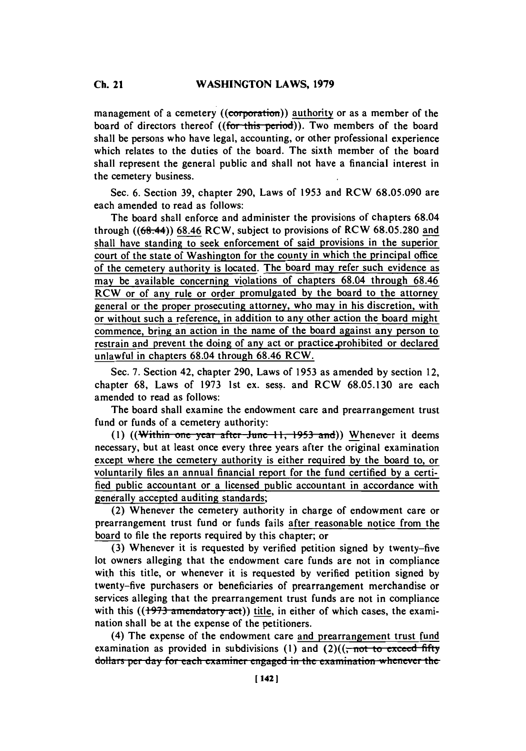management of a cemetery ((~~corporation~~)) authority or as a member of the board of directors thereof ((~~for this period~~)). Two members of the board shall be persons who have legal, accounting, or other professional experience which relates to the duties of the board. The sixth member of the board shall represent the general public and shall not have a financial interest in the cemetery business.

Sec. 6. Section 39, chapter 290, Laws of 1953 and RCW 68.05.090 are each amended to read as follows:

The board shall enforce and administer the provisions of chapters 68.04 through ((~~68.44~~)) 68.46 RCW, subject to provisions of RCW 68.05.280 and shall have standing to seek enforcement of said provisions in the superior court of the state of Washington for the county in which the principal office of the cemetery authority is located. The board may refer such evidence as may be available concerning violations of chapters 68.04 through 68.46 RCW or of any rule or order promulgated by the board to the attorney general or the proper prosecuting attorney, who may in his discretion, with or without such a reference, in addition to any other action the board might commence, bring an action in the name of the board against any person to restrain and prevent the doing of any act or practice prohibited or declared unlawful in chapters 68.04 through 68.46 RCW.

Sec. 7. Section 42, chapter 290, Laws of 1953 as amended by section 12, chapter 68, Laws of 1973 1st ex. sess. and RCW 68.05.130 are each amended to read as follows:

The board shall examine the endowment care and prearrangement trust fund or funds of a cemetery authority:

(1) ((~~Within one year after June 11, 1953 and~~)) Whenever it deems necessary, but at least once every three years after the original examination except where the cemetery authority is either required by the board to, or voluntarily files an annual financial report for the fund certified by a certified public accountant or a licensed public accountant in accordance with generally accepted auditing standards;

(2) Whenever the cemetery authority in charge of endowment care or prearrangement trust fund or funds fails after reasonable notice from the board to file the reports required by this chapter; or

(3) Whenever it is requested by verified petition signed by twenty-five lot owners alleging that the endowment care funds are not in compliance with this title, or whenever it is requested by verified petition signed by twenty-five purchasers or beneficiaries of prearrangement merchandise or services alleging that the prearrangement trust funds are not in compliance with this ((~~1973 amendatory act~~)) title, in either of which cases, the examination shall be at the expense of the petitioners.

(4) The expense of the endowment care and prearrangement trust fund examination as provided in subdivisions (1) and (2)((~~, not to exceed fifty dollars per day for each examiner engaged in the examination whenever the~~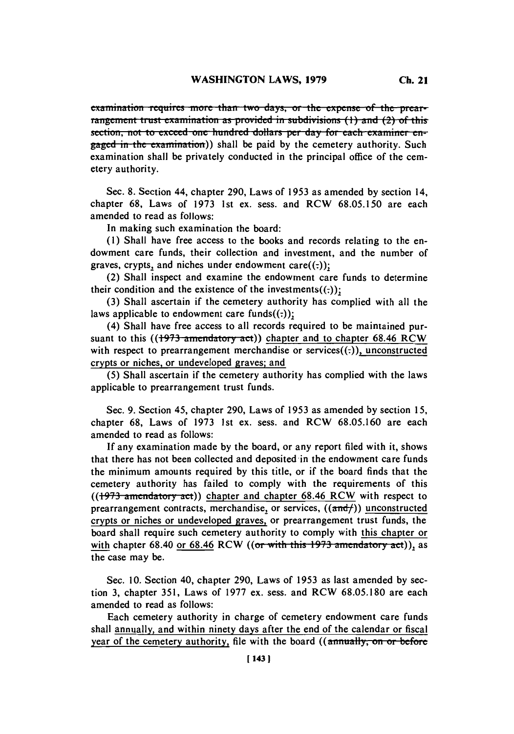~~examination requires more than two days, or the expense of the prearrangement trust examination as provided in subdivisions (1) and (2) of this section, not to exceed one hundred dollars per day for each examiner engaged in the examination~~)) shall be paid by the cemetery authority. Such examination shall be privately conducted in the principal office of the cemetery authority.

Sec. 8. Section 44, chapter 290, Laws of 1953 as amended by section 14, chapter 68, Laws of 1973 1st ex. sess. and RCW 68.05.150 are each amended to read as follows:

In making such examination the board:

(1) Shall have free access to the books and records relating to the endowment care funds, their collection and investment, and the number of graves, crypts, and niches under endowment care((~~.~~));

(2) Shall inspect and examine the endowment care funds to determine their condition and the existence of the investments((~~.~~));

(3) Shall ascertain if the cemetery authority has complied with all the laws applicable to endowment care funds((~~.~~));

(4) Shall have free access to all records required to be maintained pursuant to this ((~~1973 amendatory act~~)) chapter and to chapter 68.46 RCW with respect to prearrangement merchandise or services((~~.~~)), unconstructed crypts or niches, or undeveloped graves; and

(5) Shall ascertain if the cemetery authority has complied with the laws applicable to prearrangement trust funds.

Sec. 9. Section 45, chapter 290, Laws of 1953 as amended by section 15, chapter 68, Laws of 1973 1st ex. sess. and RCW 68.05.160 are each amended to read as follows:

If any examination made by the board, or any report filed with it, shows that there has not been collected and deposited in the endowment care funds the minimum amounts required by this title, or if the board finds that the cemetery authority has failed to comply with the requirements of this ((~~1973 amendatory act~~)) chapter and chapter 68.46 RCW with respect to prearrangement contracts, merchandise, or services, ((~~and/~~)) unconstructed crypts or niches or undeveloped graves, or prearrangement trust funds, the board shall require such cemetery authority to comply with this chapter or with chapter 68.40 or 68.46 RCW ((~~or with this 1973 amendatory act~~)), as the case may be.

Sec. 10. Section 40, chapter 290, Laws of 1953 as last amended by section 3, chapter 351, Laws of 1977 ex. sess. and RCW 68.05.180 are each amended to read as follows:

Each cemetery authority in charge of cemetery endowment care funds shall annually, and within ninety days after the end of the calendar or fiscal year of the cemetery authority, file with the board ((~~annually, on or before~~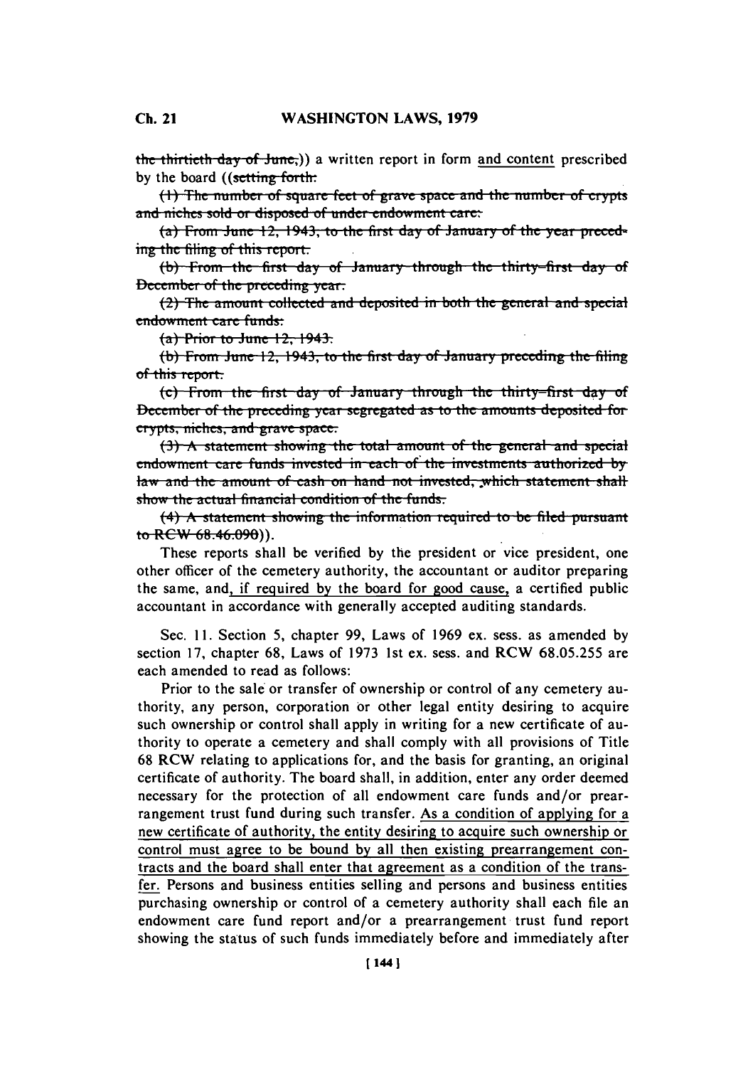~~the thirtieth day of June,~~)) a written report in form and content prescribed by the board ((~~setting forth:~~

~~(1) The number of square feet of grave space and the number of crypts and niches sold or disposed of under endowment care:~~

~~(a) From June 12, 1943, to the first day of January of the year preceding the filing of this report.~~

~~(b) From the first day of January through the thirty-first day of December of the preceding year.~~

~~(2) The amount collected and deposited in both the general and special endowment care funds:~~

~~(a) Prior to June 12, 1943.~~

~~(b) From June 12, 1943, to the first day of January preceding the filing of this report.~~

~~(c) From the first day of January through the thirty-first day of December of the preceding year segregated as to the amounts deposited for crypts, niches, and grave space.~~

~~(3) A statement showing the total amount of the general and special endowment care funds invested in each of the investments authorized by law and the amount of cash on hand not invested, which statement shall show the actual financial condition of the funds.~~

~~(4) A statement showing the information required to be filed pursuant to RCW 68.46.090~~)).

These reports shall be verified by the president or vice president, one other officer of the cemetery authority, the accountant or auditor preparing the same, and, if required by the board for good cause, a certified public accountant in accordance with generally accepted auditing standards.

Sec. 11. Section 5, chapter 99, Laws of 1969 ex. sess. as amended by section 17, chapter 68, Laws of 1973 1st ex. sess. and RCW 68.05.255 are each amended to read as follows:

Prior to the sale or transfer of ownership or control of any cemetery authority, any person, corporation or other legal entity desiring to acquire such ownership or control shall apply in writing for a new certificate of authority to operate a cemetery and shall comply with all provisions of Title 68 RCW relating to applications for, and the basis for granting, an original certificate of authority. The board shall, in addition, enter any order deemed necessary for the protection of all endowment care funds and/or prearrangement trust fund during such transfer. As a condition of applying for a new certificate of authority, the entity desiring to acquire such ownership or control must agree to be bound by all then existing prearrangement contracts and the board shall enter that agreement as a condition of the transfer. Persons and business entities selling and persons and business entities purchasing ownership or control of a cemetery authority shall each file an endowment care fund report and/or a prearrangement trust fund report showing the status of such funds immediately before and immediately after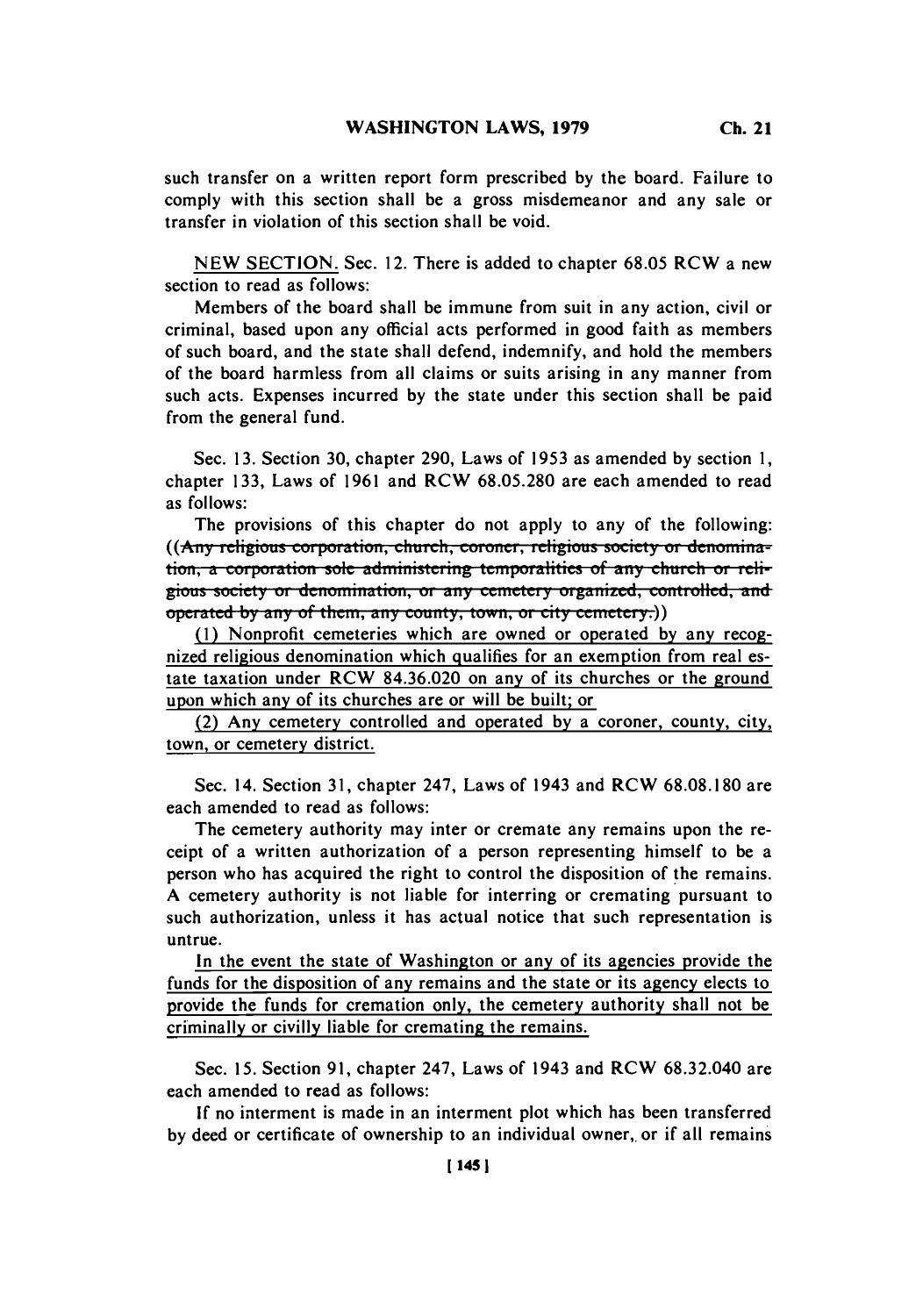such transfer on a written report form prescribed by the board. Failure to comply with this section shall be a gross misdemeanor and any sale or transfer in violation of this section shall be void.

NEW SECTION. Sec. 12. There is added to chapter 68.05 RCW a new section to read as follows:

Members of the board shall be immune from suit in any action, civil or criminal, based upon any official acts performed in good faith as members of such board, and the state shall defend, indemnify, and hold the members of the board harmless from all claims or suits arising in any manner from such acts. Expenses incurred by the state under this section shall be paid from the general fund.

Sec. 13. Section 30, chapter 290, Laws of 1953 as amended by section 1, chapter 133, Laws of 1961 and RCW 68.05.280 are each amended to read as follows:

The provisions of this chapter do not apply to any of the following: ((~~Any religious corporation, church, coroner, religious society or denomination, a corporation sole administering temporalities of any church or religious society or denomination, or any cemetery organized, controlled, and operated by any of them, any county, town, or city cemetery.~~))

(1) Nonprofit cemeteries which are owned or operated by any recognized religious denomination which qualifies for an exemption from real estate taxation under RCW 84.36.020 on any of its churches or the ground upon which any of its churches are or will be built; or

(2) Any cemetery controlled and operated by a coroner, county, city, town, or cemetery district.

Sec. 14. Section 31, chapter 247, Laws of 1943 and RCW 68.08.180 are each amended to read as follows:

The cemetery authority may inter or cremate any remains upon the receipt of a written authorization of a person representing himself to be a person who has acquired the right to control the disposition of the remains. A cemetery authority is not liable for interring or cremating pursuant to such authorization, unless it has actual notice that such representation is untrue.

In the event the state of Washington or any of its agencies provide the funds for the disposition of any remains and the state or its agency elects to provide the funds for cremation only, the cemetery authority shall not be criminally or civilly liable for cremating the remains.

Sec. 15. Section 91, chapter 247, Laws of 1943 and RCW 68.32.040 are each amended to read as follows:

If no interment is made in an interment plot which has been transferred by deed or certificate of ownership to an individual owner, or if all remains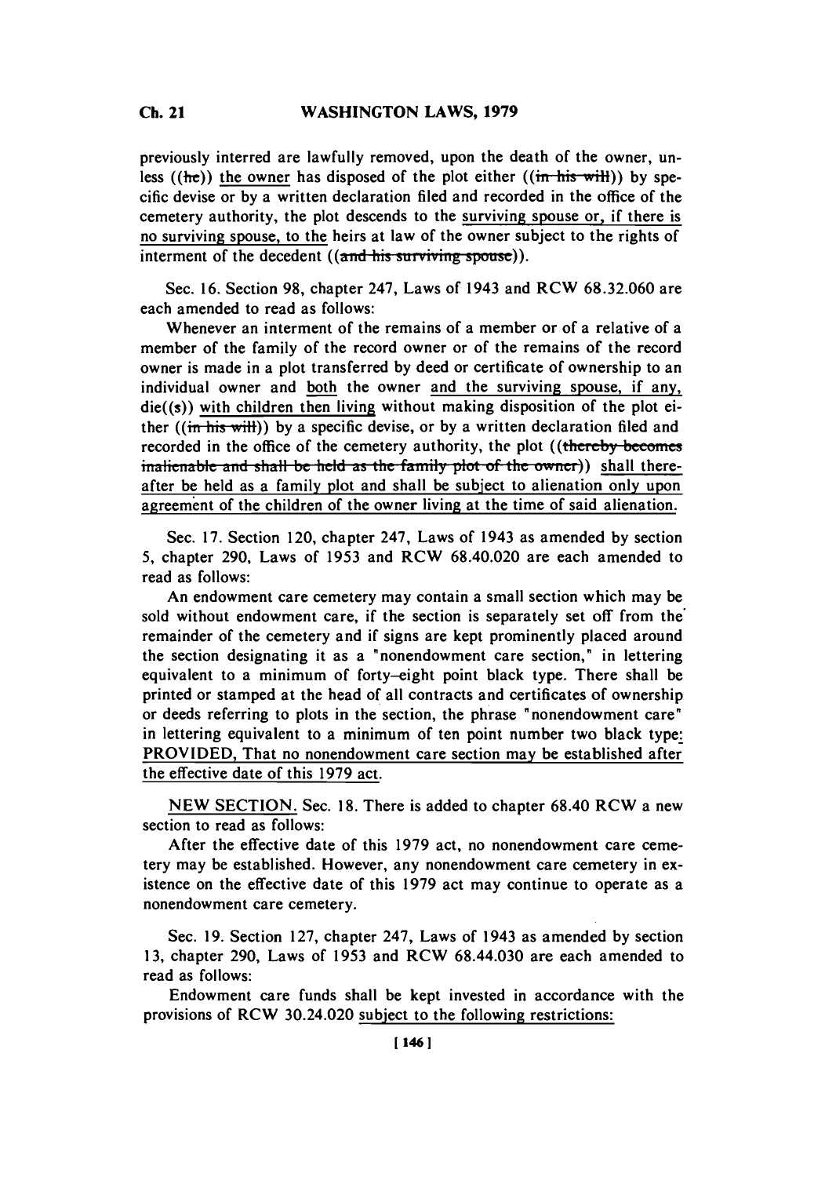previously interred are lawfully removed, upon the death of the owner, unless ((he)) the owner has disposed of the plot either ((in his will)) by specific devise or by a written declaration filed and recorded in the office of the cemetery authority, the plot descends to the surviving spouse or, if there is no surviving spouse, to the heirs at law of the owner subject to the rights of interment of the decedent ((and his surviving spouse)).

Sec. 16. Section 98, chapter 247, Laws of 1943 and RCW 68.32.060 are each amended to read as follows:

Whenever an interment of the remains of a member or of a relative of a member of the family of the record owner or of the remains of the record owner is made in a plot transferred by deed or certificate of ownership to an individual owner and both the owner and the surviving spouse, if any, die((s)) with children then living without making disposition of the plot either ((in his will)) by a specific devise, or by a written declaration filed and recorded in the office of the cemetery authority, the plot ((thereby becomes inalienable and shall be held as the family plot of the owner)) shall thereafter be held as a family plot and shall be subject to alienation only upon agreement of the children of the owner living at the time of said alienation.

Sec. 17. Section 120, chapter 247, Laws of 1943 as amended by section 5, chapter 290, Laws of 1953 and RCW 68.40.020 are each amended to read as follows:

An endowment care cemetery may contain a small section which may be sold without endowment care, if the section is separately set off from the remainder of the cemetery and if signs are kept prominently placed around the section designating it as a "nonendowment care section," in lettering equivalent to a minimum of forty-eight point black type. There shall be printed or stamped at the head of all contracts and certificates of ownership or deeds referring to plots in the section, the phrase "nonendowment care" in lettering equivalent to a minimum of ten point number two black type: PROVIDED, That no nonendowment care section may be established after the effective date of this 1979 act.

NEW SECTION. Sec. 18. There is added to chapter 68.40 RCW a new section to read as follows:

After the effective date of this 1979 act, no nonendowment care cemetery may be established. However, any nonendowment care cemetery in existence on the effective date of this 1979 act may continue to operate as a nonendowment care cemetery.

Sec. 19. Section 127, chapter 247, Laws of 1943 as amended by section 13, chapter 290, Laws of 1953 and RCW 68.44.030 are each amended to read as follows:

Endowment care funds shall be kept invested in accordance with the provisions of RCW 30.24.020 subject to the following restrictions: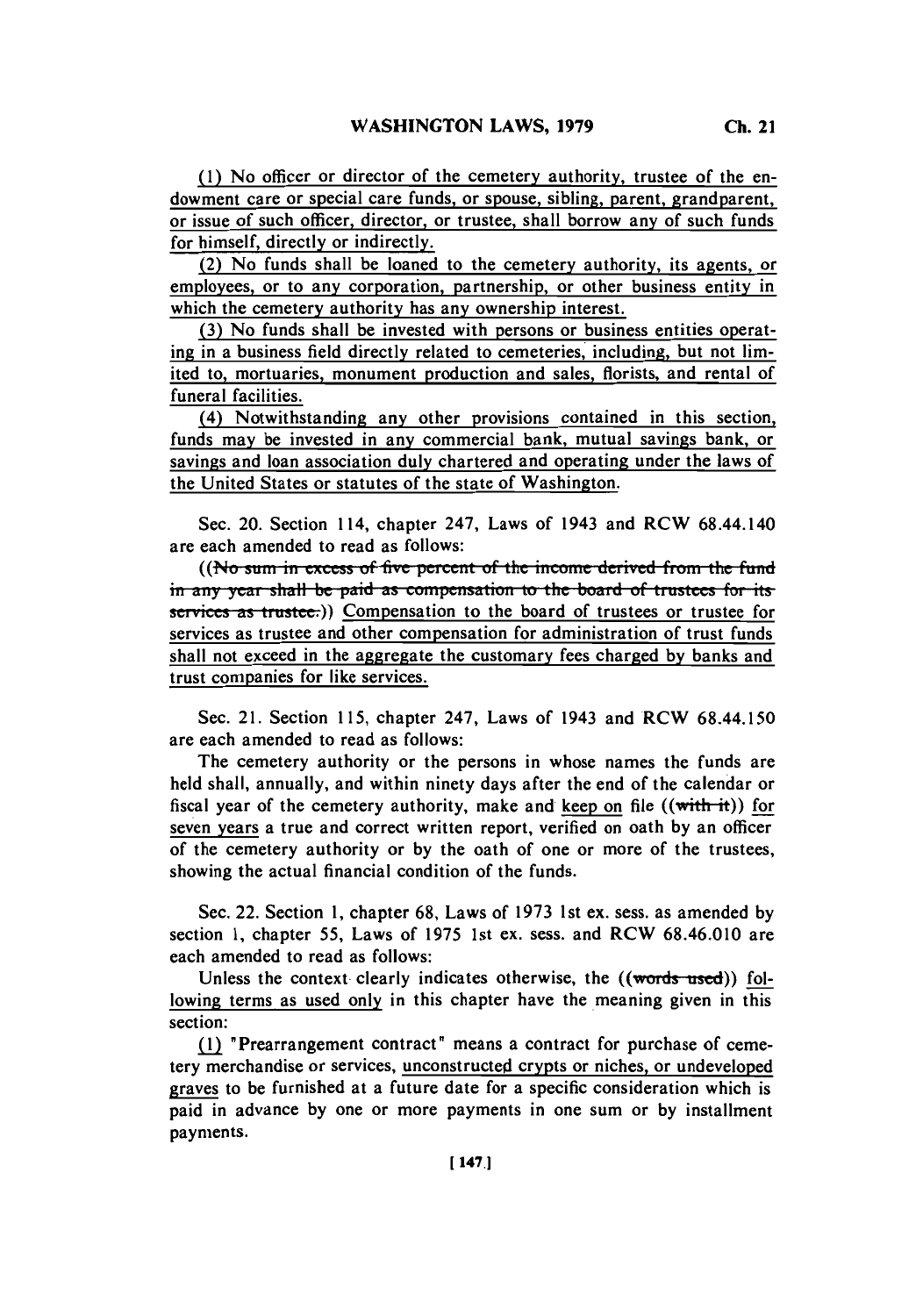(1) No officer or director of the cemetery authority, trustee of the endowment care or special care funds, or spouse, sibling, parent, grandparent, or issue of such officer, director, or trustee, shall borrow any of such funds for himself, directly or indirectly.

(2) No funds shall be loaned to the cemetery authority, its agents, or employees, or to any corporation, partnership, or other business entity in which the cemetery authority has any ownership interest.

(3) No funds shall be invested with persons or business entities operating in a business field directly related to cemeteries, including, but not limited to, mortuaries, monument production and sales, florists, and rental of funeral facilities.

(4) Notwithstanding any other provisions contained in this section, funds may be invested in any commercial bank, mutual savings bank, or savings and loan association duly chartered and operating under the laws of the United States or statutes of the state of Washington.

Sec. 20. Section 114, chapter 247, Laws of 1943 and RCW 68.44.140 are each amended to read as follows:

((~~No sum in excess of five percent of the income derived from the fund in any year shall be paid as compensation to the board of trustees for its services as trustee.~~)) Compensation to the board of trustees or trustee for services as trustee and other compensation for administration of trust funds shall not exceed in the aggregate the customary fees charged by banks and trust companies for like services.

Sec. 21. Section 115, chapter 247, Laws of 1943 and RCW 68.44.150 are each amended to read as follows:

The cemetery authority or the persons in whose names the funds are held shall, annually, and within ninety days after the end of the calendar or fiscal year of the cemetery authority, make and keep on file ((~~with it~~)) for seven years a true and correct written report, verified on oath by an officer of the cemetery authority or by the oath of one or more of the trustees, showing the actual financial condition of the funds.

Sec. 22. Section 1, chapter 68, Laws of 1973 1st ex. sess. as amended by section 1, chapter 55, Laws of 1975 1st ex. sess. and RCW 68.46.010 are each amended to read as follows:

Unless the context clearly indicates otherwise, the ((~~words used~~)) following terms as used only in this chapter have the meaning given in this section:

(1) "Prearrangement contract" means a contract for purchase of cemetery merchandise or services, unconstructed crypts or niches, or undeveloped graves to be furnished at a future date for a specific consideration which is paid in advance by one or more payments in one sum or by installment payments.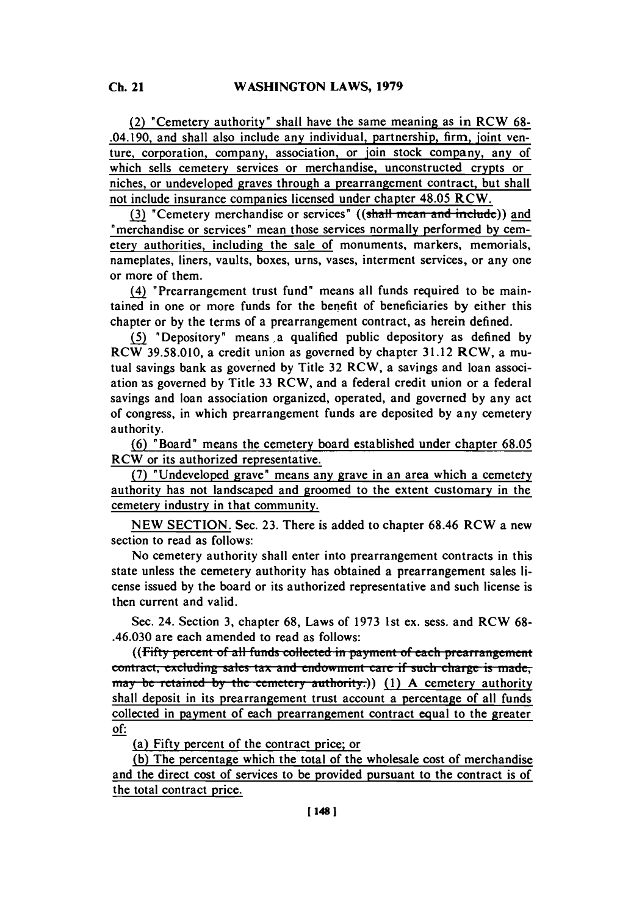(2) "Cemetery authority" shall have the same meaning as in RCW 68-.04.190, and shall also include any individual, partnership, firm, joint venture, corporation, company, association, or join stock company, any of which sells cemetery services or merchandise, unconstructed crypts or niches, or undeveloped graves through a prearrangement contract, but shall not include insurance companies licensed under chapter 48.05 RCW.

(3) "Cemetery merchandise or services" ((~~shall mean and include~~)) and "merchandise or services" mean those services normally performed by cemetery authorities, including the sale of monuments, markers, memorials, nameplates, liners, vaults, boxes, urns, vases, interment services, or any one or more of them.

(4) "Prearrangement trust fund" means all funds required to be maintained in one or more funds for the benefit of beneficiaries by either this chapter or by the terms of a prearrangement contract, as herein defined.

(5) "Depository" means a qualified public depository as defined by RCW 39.58.010, a credit union as governed by chapter 31.12 RCW, a mutual savings bank as governed by Title 32 RCW, a savings and loan association as governed by Title 33 RCW, and a federal credit union or a federal savings and loan association organized, operated, and governed by any act of congress, in which prearrangement funds are deposited by any cemetery authority.

(6) "Board" means the cemetery board established under chapter 68.05 RCW or its authorized representative.

(7) "Undeveloped grave" means any grave in an area which a cemetery authority has not landscaped and groomed to the extent customary in the cemetery industry in that community.

NEW SECTION. Sec. 23. There is added to chapter 68.46 RCW a new section to read as follows:

No cemetery authority shall enter into prearrangement contracts in this state unless the cemetery authority has obtained a prearrangement sales license issued by the board or its authorized representative and such license is then current and valid.

Sec. 24. Section 3, chapter 68, Laws of 1973 1st ex. sess. and RCW 68-.46.030 are each amended to read as follows:

((~~Fifty percent of all funds collected in payment of each prearrangement contract, excluding sales tax and endowment care if such charge is made, may be retained by the cemetery authority.~~)) (1) A cemetery authority shall deposit in its prearrangement trust account a percentage of all funds collected in payment of each prearrangement contract equal to the greater of:

(a) Fifty percent of the contract price; or

(b) The percentage which the total of the wholesale cost of merchandise and the direct cost of services to be provided pursuant to the contract is of the total contract price.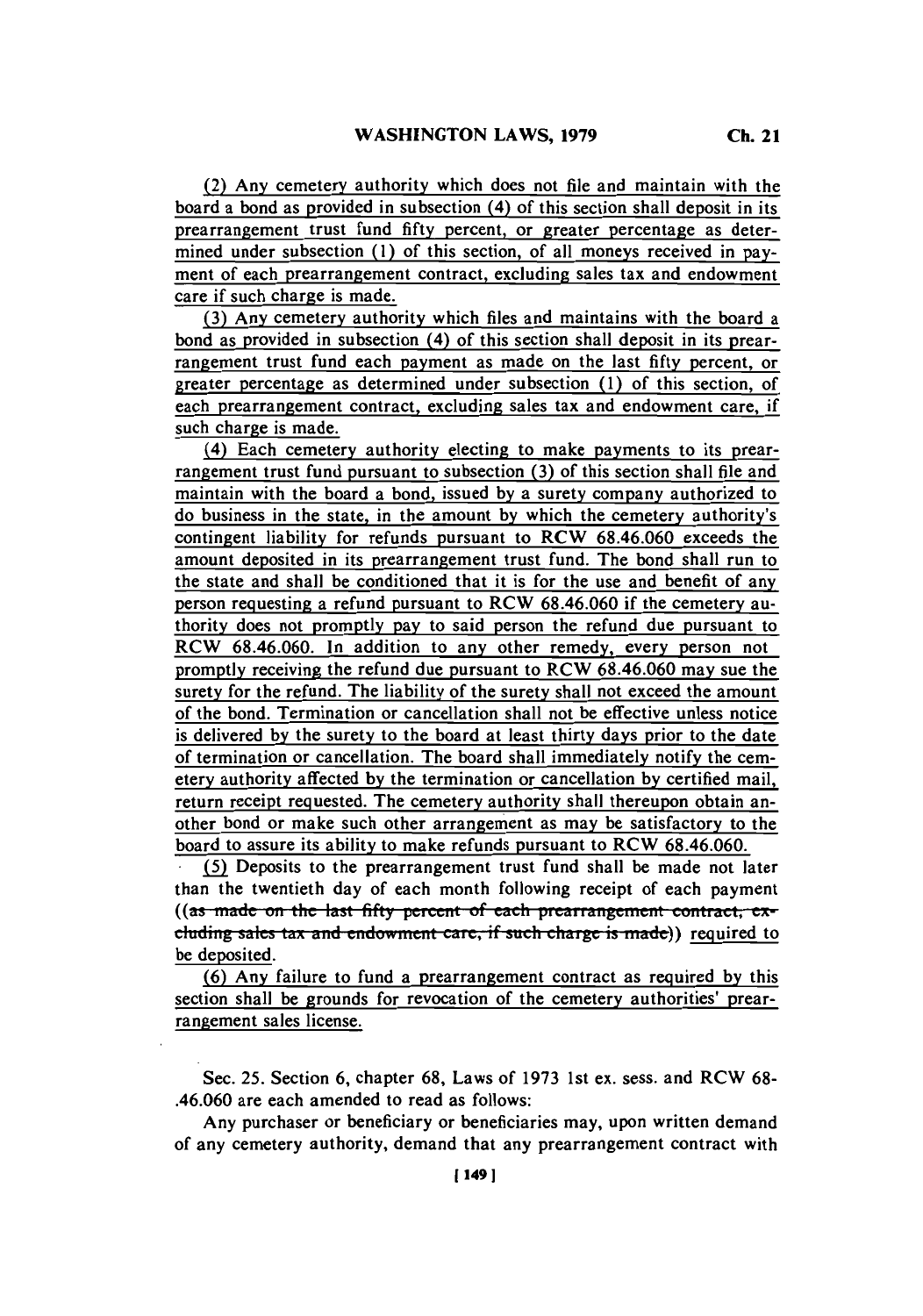(2) Any cemetery authority which does not file and maintain with the board a bond as provided in subsection (4) of this section shall deposit in its prearrangement trust fund fifty percent, or greater percentage as determined under subsection (1) of this section, of all moneys received in payment of each prearrangement contract, excluding sales tax and endowment care if such charge is made.

(3) Any cemetery authority which files and maintains with the board a bond as provided in subsection (4) of this section shall deposit in its prearrangement trust fund each payment as made on the last fifty percent, or greater percentage as determined under subsection (1) of this section, of each prearrangement contract, excluding sales tax and endowment care, if such charge is made.

(4) Each cemetery authority electing to make payments to its prearrangement trust fund pursuant to subsection (3) of this section shall file and maintain with the board a bond, issued by a surety company authorized to do business in the state, in the amount by which the cemetery authority's contingent liability for refunds pursuant to RCW 68.46.060 exceeds the amount deposited in its prearrangement trust fund. The bond shall run to the state and shall be conditioned that it is for the use and benefit of any person requesting a refund pursuant to RCW 68.46.060 if the cemetery authority does not promptly pay to said person the refund due pursuant to RCW 68.46.060. In addition to any other remedy, every person not promptly receiving the refund due pursuant to RCW 68.46.060 may sue the surety for the refund. The liability of the surety shall not exceed the amount of the bond. Termination or cancellation shall not be effective unless notice is delivered by the surety to the board at least thirty days prior to the date of termination or cancellation. The board shall immediately notify the cemetery authority affected by the termination or cancellation by certified mail, return receipt requested. The cemetery authority shall thereupon obtain another bond or make such other arrangement as may be satisfactory to the board to assure its ability to make refunds pursuant to RCW 68.46.060.

(5) Deposits to the prearrangement trust fund shall be made not later than the twentieth day of each month following receipt of each payment ((~~as made on the last fifty percent of each prearrangement contract, excluding sales tax and endowment care, if such charge is made~~)) required to be deposited.

(6) Any failure to fund a prearrangement contract as required by this section shall be grounds for revocation of the cemetery authorities' prearrangement sales license.

Sec. 25. Section 6, chapter 68, Laws of 1973 1st ex. sess. and RCW 68-.46.060 are each amended to read as follows:

Any purchaser or beneficiary or beneficiaries may, upon written demand of any cemetery authority, demand that any prearrangement contract with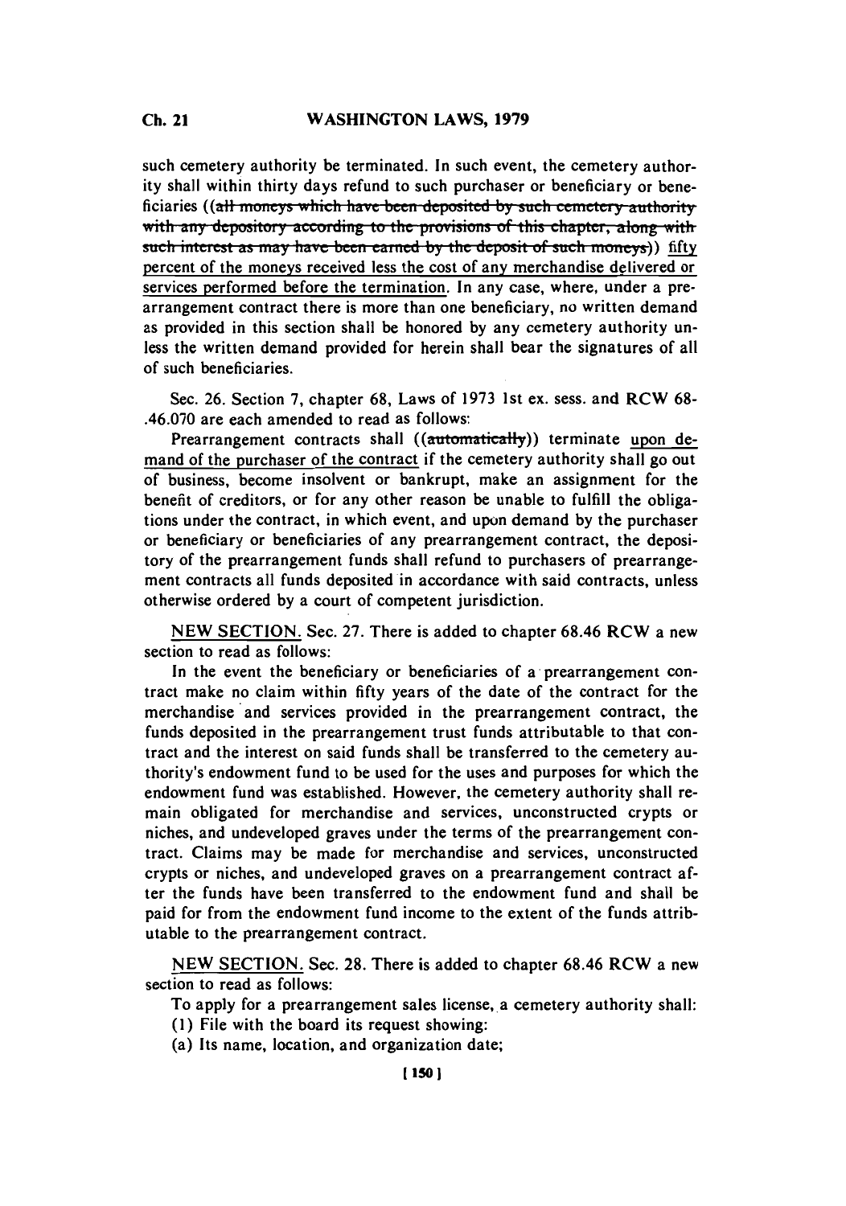such cemetery authority be terminated. In such event, the cemetery authority shall within thirty days refund to such purchaser or beneficiary or beneficiaries ((~~all moneys which have been deposited by such cemetery authority with any depository according to the provisions of this chapter, along with such interest as may have been earned by the deposit of such moneys~~)) fifty percent of the moneys received less the cost of any merchandise delivered or services performed before the termination. In any case, where, under a prearrangement contract there is more than one beneficiary, no written demand as provided in this section shall be honored by any cemetery authority unless the written demand provided for herein shall bear the signatures of all of such beneficiaries.

Sec. 26. Section 7, chapter 68, Laws of 1973 1st ex. sess. and RCW 68-.46.070 are each amended to read as follows:

Prearrangement contracts shall ((~~automatically~~)) terminate upon demand of the purchaser of the contract if the cemetery authority shall go out of business, become insolvent or bankrupt, make an assignment for the benefit of creditors, or for any other reason be unable to fulfill the obligations under the contract, in which event, and upon demand by the purchaser or beneficiary or beneficiaries of any prearrangement contract, the depository of the prearrangement funds shall refund to purchasers of prearrangement contracts all funds deposited in accordance with said contracts, unless otherwise ordered by a court of competent jurisdiction.

NEW SECTION. Sec. 27. There is added to chapter 68.46 RCW a new section to read as follows:

In the event the beneficiary or beneficiaries of a prearrangement contract make no claim within fifty years of the date of the contract for the merchandise and services provided in the prearrangement contract, the funds deposited in the prearrangement trust funds attributable to that contract and the interest on said funds shall be transferred to the cemetery authority's endowment fund to be used for the uses and purposes for which the endowment fund was established. However, the cemetery authority shall remain obligated for merchandise and services, unconstructed crypts or niches, and undeveloped graves under the terms of the prearrangement contract. Claims may be made for merchandise and services, unconstructed crypts or niches, and undeveloped graves on a prearrangement contract after the funds have been transferred to the endowment fund and shall be paid for from the endowment fund income to the extent of the funds attributable to the prearrangement contract.

NEW SECTION. Sec. 28. There is added to chapter 68.46 RCW a new section to read as follows:

To apply for a prearrangement sales license, a cemetery authority shall:

(1) File with the board its request showing:

(a) Its name, location, and organization date;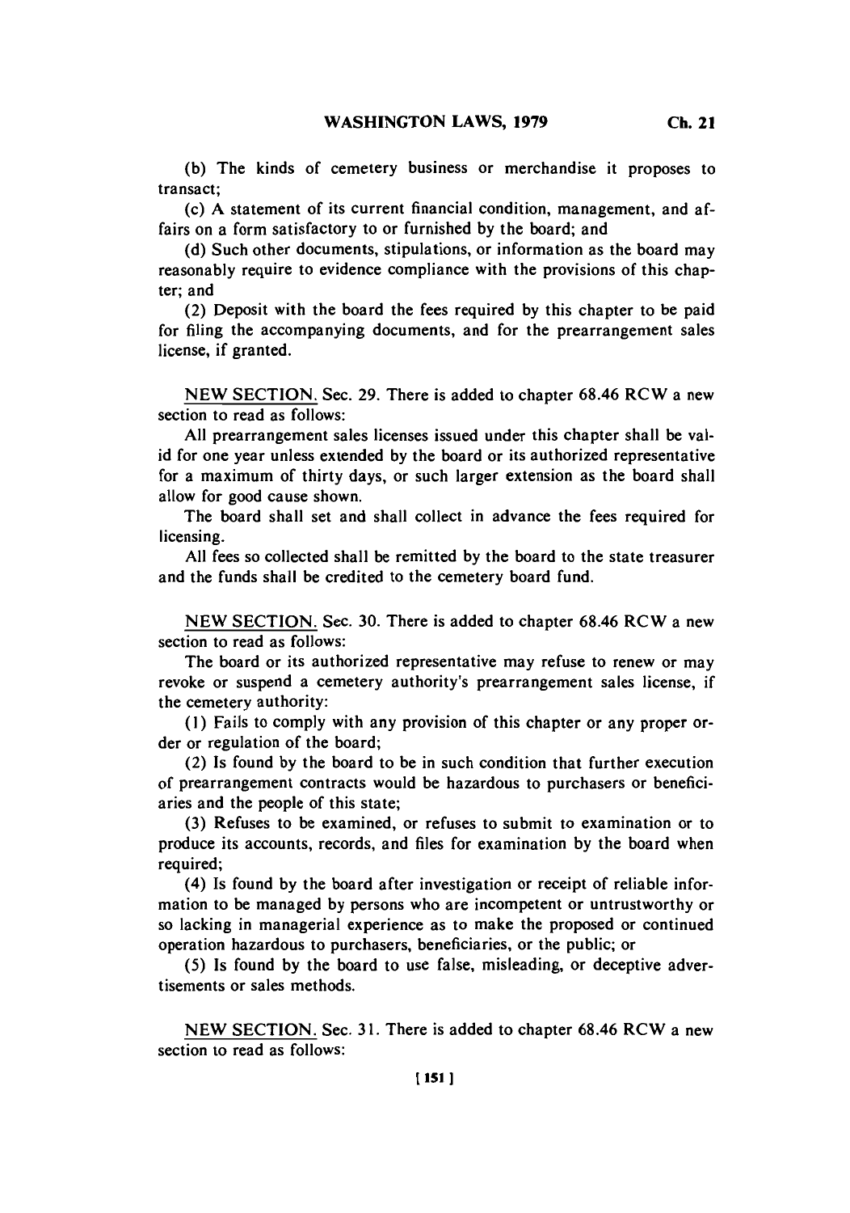(b) The kinds of cemetery business or merchandise it proposes to transact;

(c) A statement of its current financial condition, management, and affairs on a form satisfactory to or furnished by the board; and

(d) Such other documents, stipulations, or information as the board may reasonably require to evidence compliance with the provisions of this chapter; and

(2) Deposit with the board the fees required by this chapter to be paid for filing the accompanying documents, and for the prearrangement sales license, if granted.

NEW SECTION. Sec. 29. There is added to chapter 68.46 RCW a new section to read as follows:

All prearrangement sales licenses issued under this chapter shall be valid for one year unless extended by the board or its authorized representative for a maximum of thirty days, or such larger extension as the board shall allow for good cause shown.

The board shall set and shall collect in advance the fees required for licensing.

All fees so collected shall be remitted by the board to the state treasurer and the funds shall be credited to the cemetery board fund.

NEW SECTION. Sec. 30. There is added to chapter 68.46 RCW a new section to read as follows:

The board or its authorized representative may refuse to renew or may revoke or suspend a cemetery authority's prearrangement sales license, if the cemetery authority:

(1) Fails to comply with any provision of this chapter or any proper order or regulation of the board;

(2) Is found by the board to be in such condition that further execution of prearrangement contracts would be hazardous to purchasers or beneficiaries and the people of this state;

(3) Refuses to be examined, or refuses to submit to examination or to produce its accounts, records, and files for examination by the board when required;

(4) Is found by the board after investigation or receipt of reliable information to be managed by persons who are incompetent or untrustworthy or so lacking in managerial experience as to make the proposed or continued operation hazardous to purchasers, beneficiaries, or the public; or

(5) Is found by the board to use false, misleading, or deceptive advertisements or sales methods.

NEW SECTION. Sec. 31. There is added to chapter 68.46 RCW a new section to read as follows: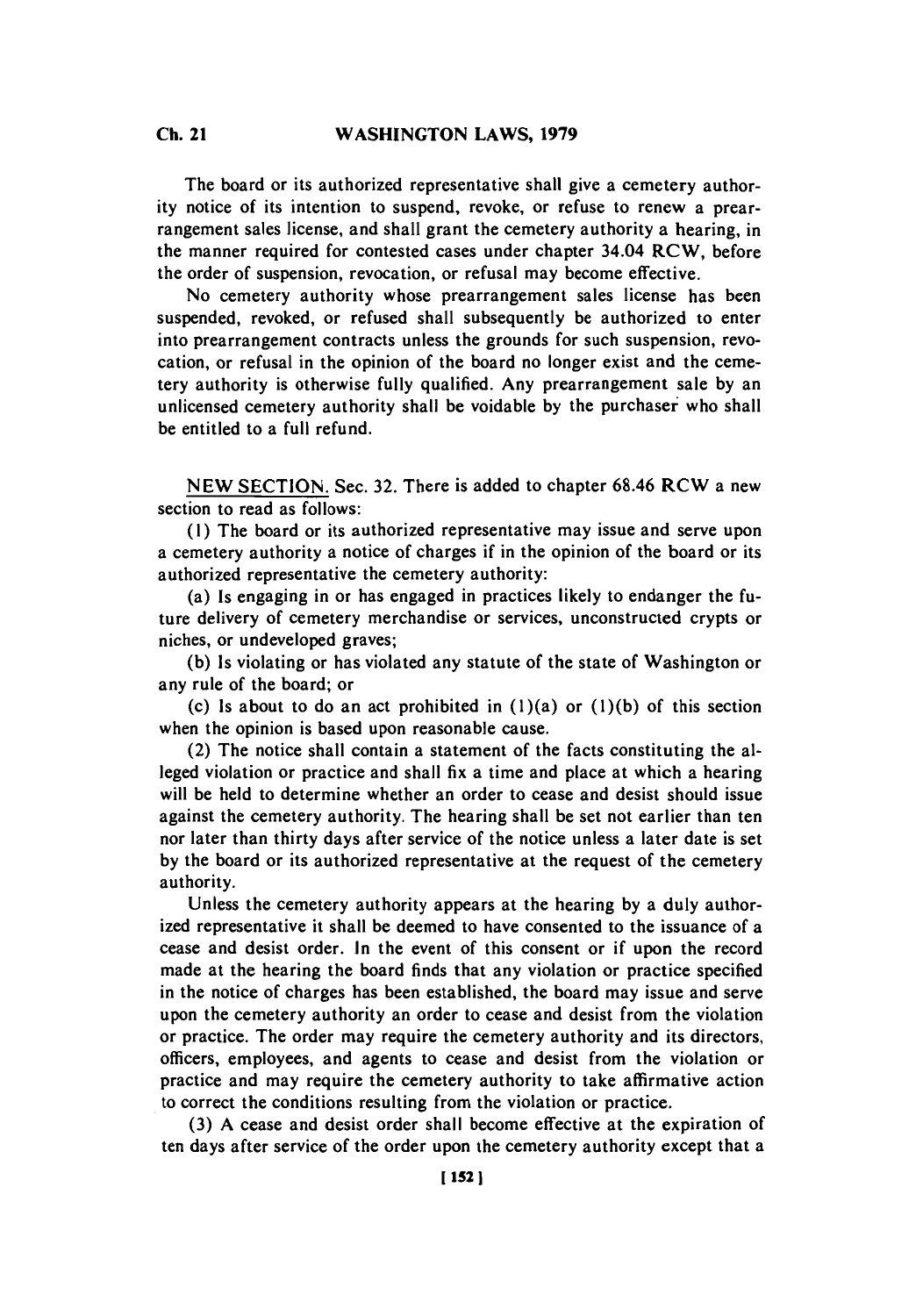The board or its authorized representative shall give a cemetery authority notice of its intention to suspend, revoke, or refuse to renew a prearrangement sales license, and shall grant the cemetery authority a hearing, in the manner required for contested cases under chapter 34.04 RCW, before the order of suspension, revocation, or refusal may become effective.

No cemetery authority whose prearrangement sales license has been suspended, revoked, or refused shall subsequently be authorized to enter into prearrangement contracts unless the grounds for such suspension, revocation, or refusal in the opinion of the board no longer exist and the cemetery authority is otherwise fully qualified. Any prearrangement sale by an unlicensed cemetery authority shall be voidable by the purchaser who shall be entitled to a full refund.

NEW SECTION. Sec. 32. There is added to chapter 68.46 RCW a new section to read as follows:

(1) The board or its authorized representative may issue and serve upon a cemetery authority a notice of charges if in the opinion of the board or its authorized representative the cemetery authority:

(a) Is engaging in or has engaged in practices likely to endanger the future delivery of cemetery merchandise or services, unconstructed crypts or niches, or undeveloped graves;

(b) Is violating or has violated any statute of the state of Washington or any rule of the board; or

(c) Is about to do an act prohibited in (1)(a) or (1)(b) of this section when the opinion is based upon reasonable cause.

(2) The notice shall contain a statement of the facts constituting the alleged violation or practice and shall fix a time and place at which a hearing will be held to determine whether an order to cease and desist should issue against the cemetery authority. The hearing shall be set not earlier than ten nor later than thirty days after service of the notice unless a later date is set by the board or its authorized representative at the request of the cemetery authority.

Unless the cemetery authority appears at the hearing by a duly authorized representative it shall be deemed to have consented to the issuance of a cease and desist order. In the event of this consent or if upon the record made at the hearing the board finds that any violation or practice specified in the notice of charges has been established, the board may issue and serve upon the cemetery authority an order to cease and desist from the violation or practice. The order may require the cemetery authority and its directors, officers, employees, and agents to cease and desist from the violation or practice and may require the cemetery authority to take affirmative action to correct the conditions resulting from the violation or practice.

(3) A cease and desist order shall become effective at the expiration of ten days after service of the order upon the cemetery authority except that a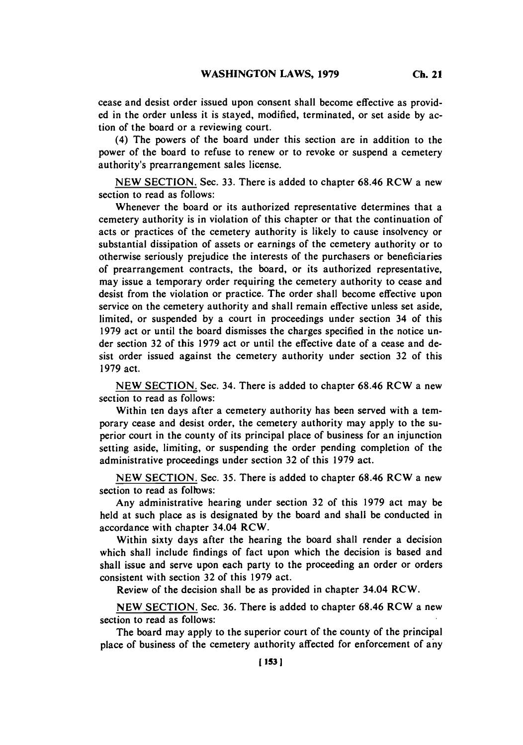cease and desist order issued upon consent shall become effective as provided in the order unless it is stayed, modified, terminated, or set aside by action of the board or a reviewing court.

(4) The powers of the board under this section are in addition to the power of the board to refuse to renew or to revoke or suspend a cemetery authority's prearrangement sales license.

NEW SECTION. Sec. 33. There is added to chapter 68.46 RCW a new section to read as follows:

Whenever the board or its authorized representative determines that a cemetery authority is in violation of this chapter or that the continuation of acts or practices of the cemetery authority is likely to cause insolvency or substantial dissipation of assets or earnings of the cemetery authority or to otherwise seriously prejudice the interests of the purchasers or beneficiaries of prearrangement contracts, the board, or its authorized representative, may issue a temporary order requiring the cemetery authority to cease and desist from the violation or practice. The order shall become effective upon service on the cemetery authority and shall remain effective unless set aside, limited, or suspended by a court in proceedings under section 34 of this 1979 act or until the board dismisses the charges specified in the notice under section 32 of this 1979 act or until the effective date of a cease and desist order issued against the cemetery authority under section 32 of this 1979 act.

NEW SECTION. Sec. 34. There is added to chapter 68.46 RCW a new section to read as follows:

Within ten days after a cemetery authority has been served with a temporary cease and desist order, the cemetery authority may apply to the superior court in the county of its principal place of business for an injunction setting aside, limiting, or suspending the order pending completion of the administrative proceedings under section 32 of this 1979 act.

NEW SECTION. Sec. 35. There is added to chapter 68.46 RCW a new section to read as follows:

Any administrative hearing under section 32 of this 1979 act may be held at such place as is designated by the board and shall be conducted in accordance with chapter 34.04 RCW.

Within sixty days after the hearing the board shall render a decision which shall include findings of fact upon which the decision is based and shall issue and serve upon each party to the proceeding an order or orders consistent with section 32 of this 1979 act.

Review of the decision shall be as provided in chapter 34.04 RCW.

NEW SECTION. Sec. 36. There is added to chapter 68.46 RCW a new section to read as follows:

The board may apply to the superior court of the county of the principal place of business of the cemetery authority affected for enforcement of any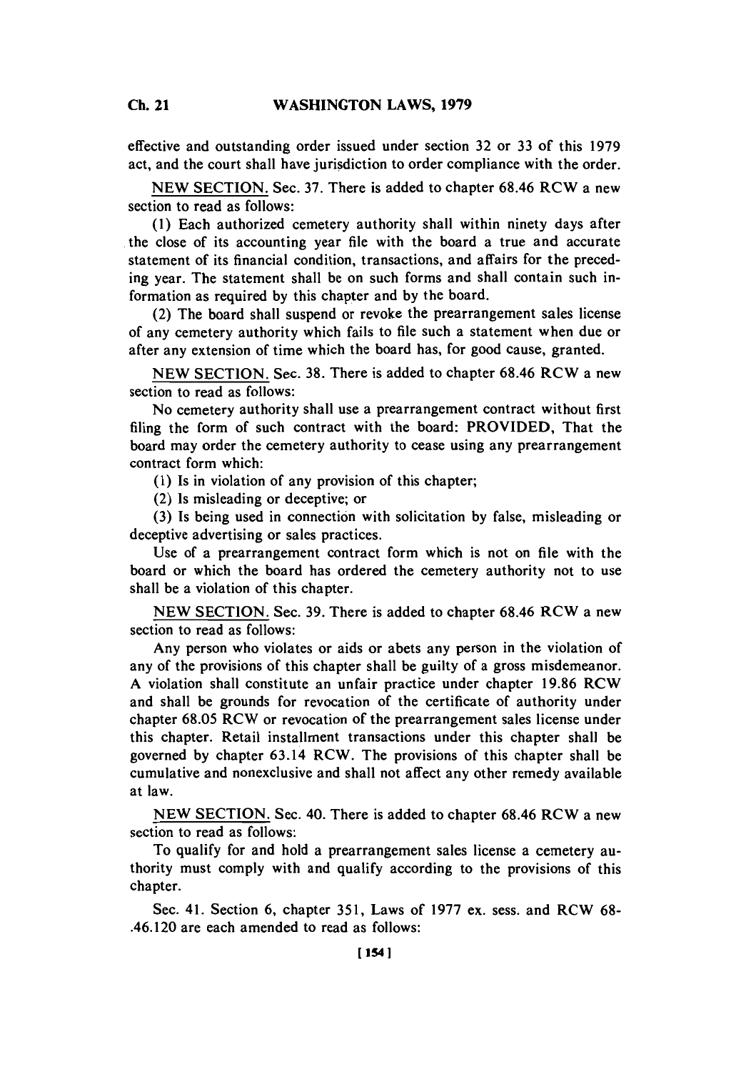effective and outstanding order issued under section 32 or 33 of this 1979 act, and the court shall have jurisdiction to order compliance with the order.

NEW SECTION. Sec. 37. There is added to chapter 68.46 RCW a new section to read as follows:

(1) Each authorized cemetery authority shall within ninety days after the close of its accounting year file with the board a true and accurate statement of its financial condition, transactions, and affairs for the preceding year. The statement shall be on such forms and shall contain such information as required by this chapter and by the board.

(2) The board shall suspend or revoke the prearrangement sales license of any cemetery authority which fails to file such a statement when due or after any extension of time which the board has, for good cause, granted.

NEW SECTION. Sec. 38. There is added to chapter 68.46 RCW a new section to read as follows:

No cemetery authority shall use a prearrangement contract without first filing the form of such contract with the board: PROVIDED, That the board may order the cemetery authority to cease using any prearrangement contract form which:

(1) Is in violation of any provision of this chapter;

(2) Is misleading or deceptive; or

(3) Is being used in connection with solicitation by false, misleading or deceptive advertising or sales practices.

Use of a prearrangement contract form which is not on file with the board or which the board has ordered the cemetery authority not to use shall be a violation of this chapter.

NEW SECTION. Sec. 39. There is added to chapter 68.46 RCW a new section to read as follows:

Any person who violates or aids or abets any person in the violation of any of the provisions of this chapter shall be guilty of a gross misdemeanor. A violation shall constitute an unfair practice under chapter 19.86 RCW and shall be grounds for revocation of the certificate of authority under chapter 68.05 RCW or revocation of the prearrangement sales license under this chapter. Retail installment transactions under this chapter shall be governed by chapter 63.14 RCW. The provisions of this chapter shall be cumulative and nonexclusive and shall not affect any other remedy available at law.

NEW SECTION. Sec. 40. There is added to chapter 68.46 RCW a new section to read as follows:

To qualify for and hold a prearrangement sales license a cemetery authority must comply with and qualify according to the provisions of this chapter.

Sec. 41. Section 6, chapter 351, Laws of 1977 ex. sess. and RCW 68-.46.120 are each amended to read as follows: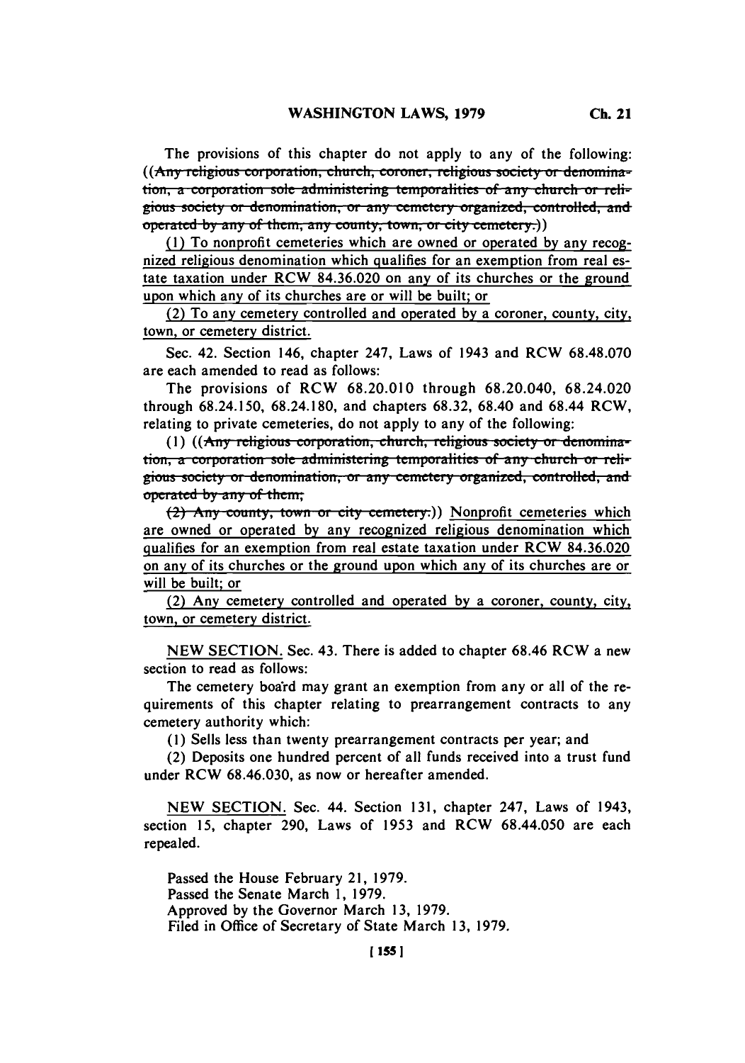The provisions of this chapter do not apply to any of the following: ((~~Any religious corporation, church, coroner, religious society or denomination, a corporation sole administering temporalities of any church or religious society or denomination, or any cemetery organized, controlled, and operated by any of them, any county, town, or city cemetery.~~))

<u>(1) To nonprofit cemeteries which are owned or operated by any recognized religious denomination which qualifies for an exemption from real estate taxation under RCW 84.36.020 on any of its churches or the ground upon which any of its churches are or will be built; or</u>

<u>(2) To any cemetery controlled and operated by a coroner, county, city, town, or cemetery district.</u>

Sec. 42. Section 146, chapter 247, Laws of 1943 and RCW 68.48.070 are each amended to read as follows:

The provisions of RCW 68.20.010 through 68.20.040, 68.24.020 through 68.24.150, 68.24.180, and chapters 68.32, 68.40 and 68.44 RCW, relating to private cemeteries, do not apply to any of the following:

(1) ((~~Any religious corporation, church, religious society or denomination, a corporation sole administering temporalities of any church or religious society or denomination, or any cemetery organized, controlled, and operated by any of them;~~

~~(2) Any county, town or city cemetery.~~)) <u>Nonprofit cemeteries which are owned or operated by any recognized religious denomination which qualifies for an exemption from real estate taxation under RCW 84.36.020 on any of its churches or the ground upon which any of its churches are or will be built; or</u>

<u>(2) Any cemetery controlled and operated by a coroner, county, city, town, or cemetery district.</u>

<u>NEW SECTION.</u> Sec. 43. There is added to chapter 68.46 RCW a new section to read as follows:

The cemetery board may grant an exemption from any or all of the requirements of this chapter relating to prearrangement contracts to any cemetery authority which:

(1) Sells less than twenty prearrangement contracts per year; and

(2) Deposits one hundred percent of all funds received into a trust fund under RCW 68.46.030, as now or hereafter amended.

<u>NEW SECTION.</u> Sec. 44. Section 131, chapter 247, Laws of 1943, section 15, chapter 290, Laws of 1953 and RCW 68.44.050 are each repealed.

Passed the House February 21, 1979.
Passed the Senate March 1, 1979.
Approved by the Governor March 13, 1979.
Filed in Office of Secretary of State March 13, 1979.